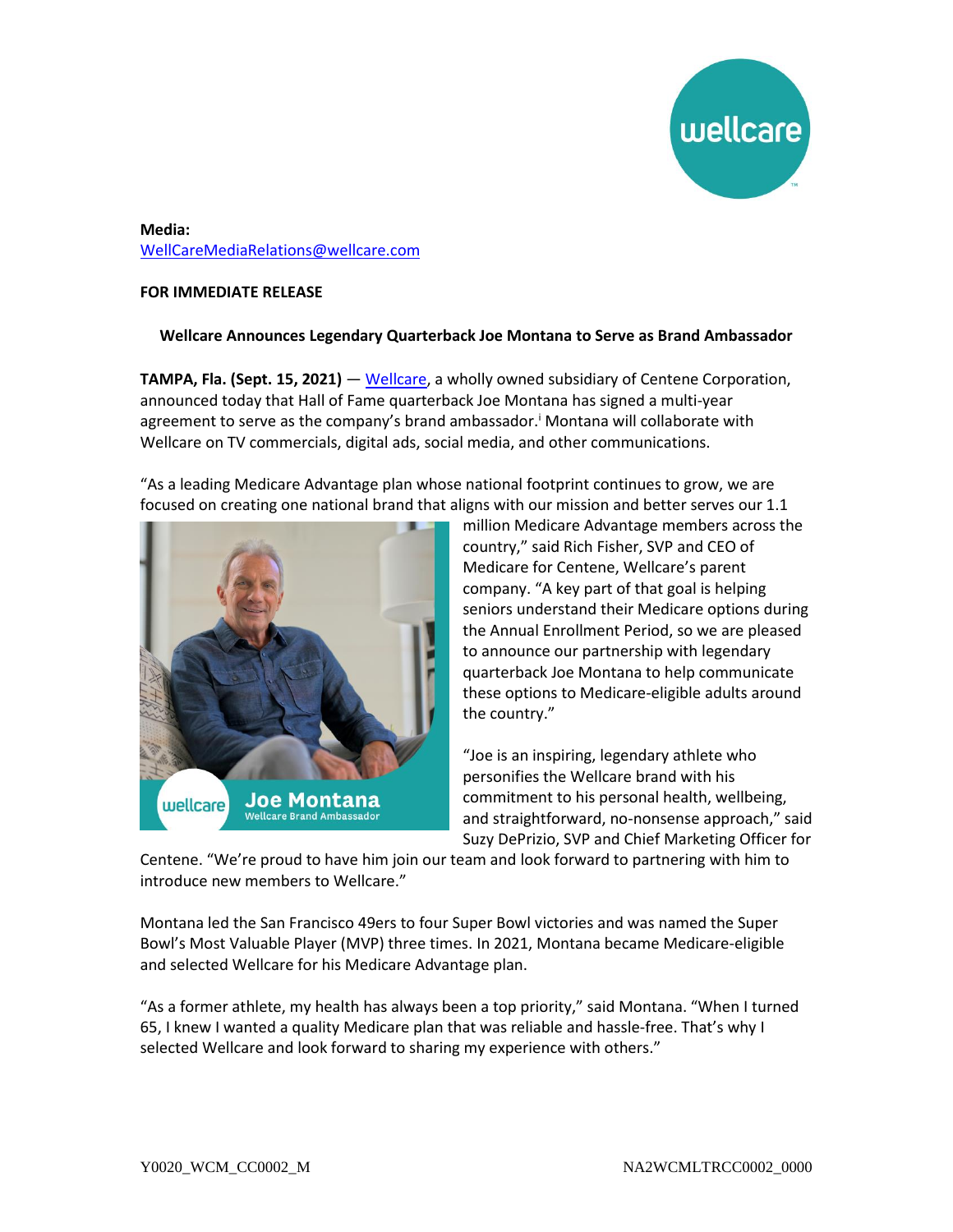**Media:**
WellCareMediaRelations@wellcare.com

**FOR IMMEDIATE RELEASE**

**Wellcare Announces Legendary Quarterback Joe Montana to Serve as Brand Ambassador**

**TAMPA, Fla. (Sept. 15, 2021)** — Wellcare, a wholly owned subsidiary of Centene Corporation, announced today that Hall of Fame quarterback Joe Montana has signed a multi-year agreement to serve as the company's brand ambassador.[i] Montana will collaborate with Wellcare on TV commercials, digital ads, social media, and other communications.

"As a leading Medicare Advantage plan whose national footprint continues to grow, we are focused on creating one national brand that aligns with our mission and better serves our 1.1 million Medicare Advantage members across the country," said Rich Fisher, SVP and CEO of Medicare for Centene, Wellcare's parent company. "A key part of that goal is helping seniors understand their Medicare options during the Annual Enrollment Period, so we are pleased to announce our partnership with legendary quarterback Joe Montana to help communicate these options to Medicare-eligible adults around the country."

"Joe is an inspiring, legendary athlete who personifies the Wellcare brand with his commitment to his personal health, wellbeing, and straightforward, no-nonsense approach," said Suzy DePrizio, SVP and Chief Marketing Officer for Centene. "We're proud to have him join our team and look forward to partnering with him to introduce new members to Wellcare."

Montana led the San Francisco 49ers to four Super Bowl victories and was named the Super Bowl's Most Valuable Player (MVP) three times. In 2021, Montana became Medicare-eligible and selected Wellcare for his Medicare Advantage plan.

"As a former athlete, my health has always been a top priority," said Montana. "When I turned 65, I knew I wanted a quality Medicare plan that was reliable and hassle-free. That's why I selected Wellcare and look forward to sharing my experience with others."

Y0020_WCM_CC0002_M NA2WCMLTRCC0002_0000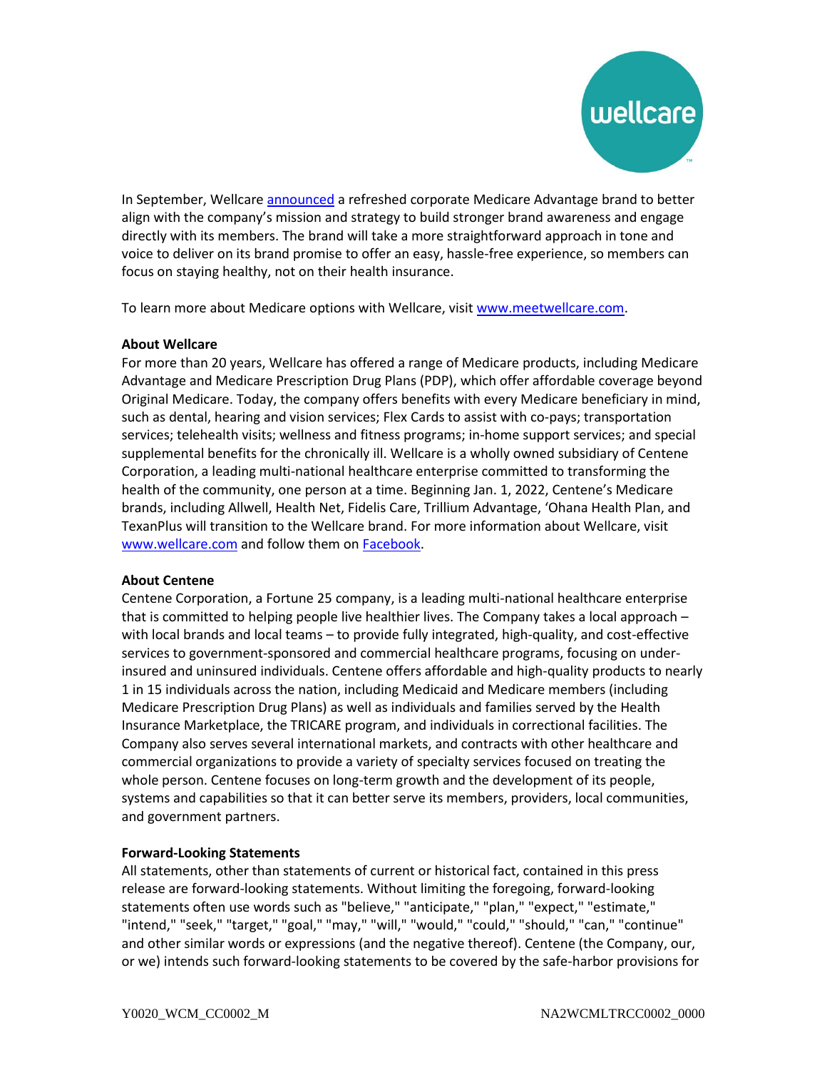In September, Wellcare announced a refreshed corporate Medicare Advantage brand to better align with the company's mission and strategy to build stronger brand awareness and engage directly with its members. The brand will take a more straightforward approach in tone and voice to deliver on its brand promise to offer an easy, hassle-free experience, so members can focus on staying healthy, not on their health insurance.

To learn more about Medicare options with Wellcare, visit www.meetwellcare.com.

**About Wellcare**
For more than 20 years, Wellcare has offered a range of Medicare products, including Medicare Advantage and Medicare Prescription Drug Plans (PDP), which offer affordable coverage beyond Original Medicare. Today, the company offers benefits with every Medicare beneficiary in mind, such as dental, hearing and vision services; Flex Cards to assist with co-pays; transportation services; telehealth visits; wellness and fitness programs; in-home support services; and special supplemental benefits for the chronically ill. Wellcare is a wholly owned subsidiary of Centene Corporation, a leading multi-national healthcare enterprise committed to transforming the health of the community, one person at a time. Beginning Jan. 1, 2022, Centene's Medicare brands, including Allwell, Health Net, Fidelis Care, Trillium Advantage, 'Ohana Health Plan, and TexanPlus will transition to the Wellcare brand. For more information about Wellcare, visit www.wellcare.com and follow them on Facebook.

**About Centene**
Centene Corporation, a Fortune 25 company, is a leading multi-national healthcare enterprise that is committed to helping people live healthier lives. The Company takes a local approach – with local brands and local teams – to provide fully integrated, high-quality, and cost-effective services to government-sponsored and commercial healthcare programs, focusing on under-insured and uninsured individuals. Centene offers affordable and high-quality products to nearly 1 in 15 individuals across the nation, including Medicaid and Medicare members (including Medicare Prescription Drug Plans) as well as individuals and families served by the Health Insurance Marketplace, the TRICARE program, and individuals in correctional facilities. The Company also serves several international markets, and contracts with other healthcare and commercial organizations to provide a variety of specialty services focused on treating the whole person. Centene focuses on long-term growth and the development of its people, systems and capabilities so that it can better serve its members, providers, local communities, and government partners.

**Forward-Looking Statements**
All statements, other than statements of current or historical fact, contained in this press release are forward-looking statements. Without limiting the foregoing, forward-looking statements often use words such as "believe," "anticipate," "plan," "expect," "estimate," "intend," "seek," "target," "goal," "may," "will," "would," "could," "should," "can," "continue" and other similar words or expressions (and the negative thereof). Centene (the Company, our, or we) intends such forward-looking statements to be covered by the safe-harbor provisions for

Y0020_WCM_CC0002_M NA2WCMLTRCC0002_0000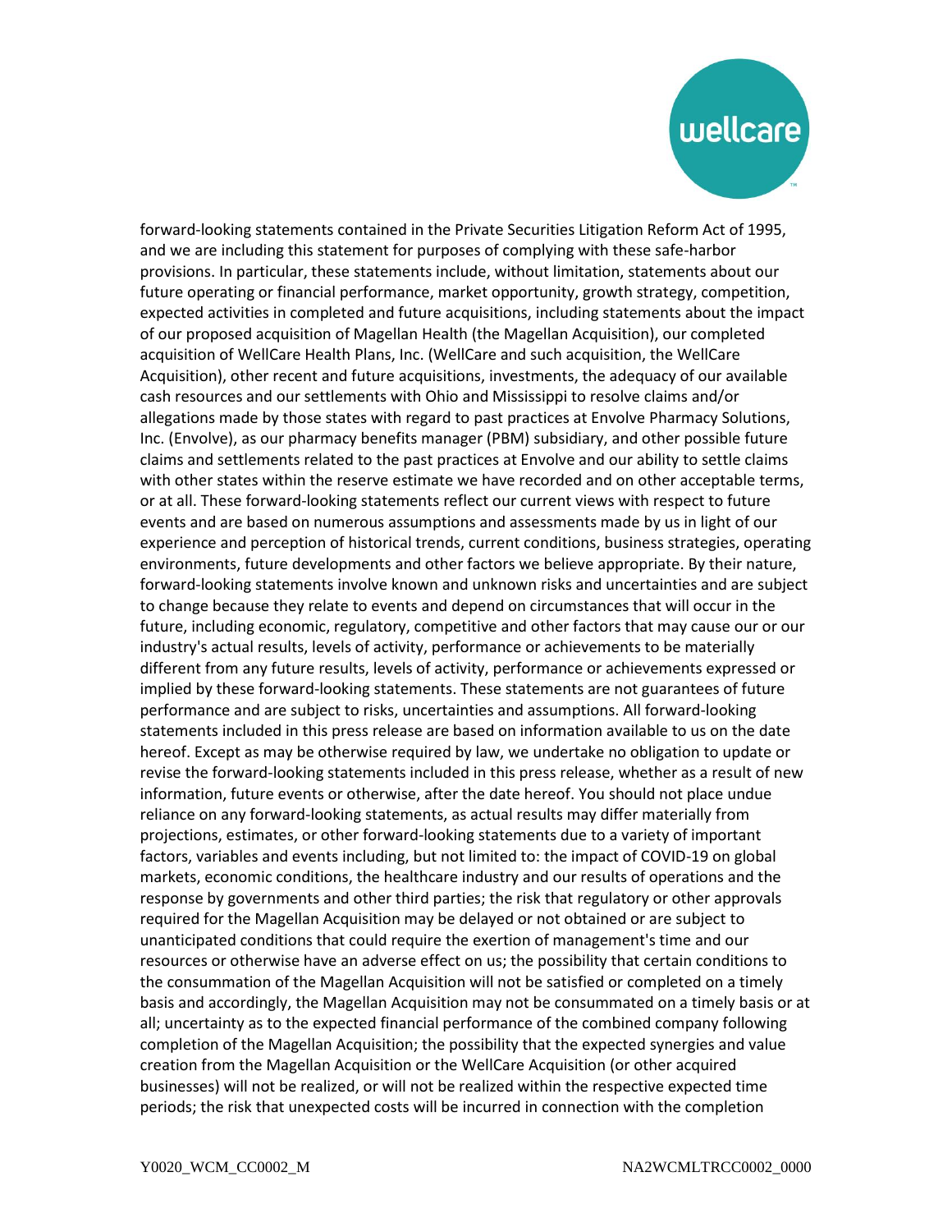forward-looking statements contained in the Private Securities Litigation Reform Act of 1995, and we are including this statement for purposes of complying with these safe-harbor provisions. In particular, these statements include, without limitation, statements about our future operating or financial performance, market opportunity, growth strategy, competition, expected activities in completed and future acquisitions, including statements about the impact of our proposed acquisition of Magellan Health (the Magellan Acquisition), our completed acquisition of WellCare Health Plans, Inc. (WellCare and such acquisition, the WellCare Acquisition), other recent and future acquisitions, investments, the adequacy of our available cash resources and our settlements with Ohio and Mississippi to resolve claims and/or allegations made by those states with regard to past practices at Envolve Pharmacy Solutions, Inc. (Envolve), as our pharmacy benefits manager (PBM) subsidiary, and other possible future claims and settlements related to the past practices at Envolve and our ability to settle claims with other states within the reserve estimate we have recorded and on other acceptable terms, or at all. These forward-looking statements reflect our current views with respect to future events and are based on numerous assumptions and assessments made by us in light of our experience and perception of historical trends, current conditions, business strategies, operating environments, future developments and other factors we believe appropriate. By their nature, forward-looking statements involve known and unknown risks and uncertainties and are subject to change because they relate to events and depend on circumstances that will occur in the future, including economic, regulatory, competitive and other factors that may cause our or our industry's actual results, levels of activity, performance or achievements to be materially different from any future results, levels of activity, performance or achievements expressed or implied by these forward-looking statements. These statements are not guarantees of future performance and are subject to risks, uncertainties and assumptions. All forward-looking statements included in this press release are based on information available to us on the date hereof. Except as may be otherwise required by law, we undertake no obligation to update or revise the forward-looking statements included in this press release, whether as a result of new information, future events or otherwise, after the date hereof. You should not place undue reliance on any forward-looking statements, as actual results may differ materially from projections, estimates, or other forward-looking statements due to a variety of important factors, variables and events including, but not limited to: the impact of COVID-19 on global markets, economic conditions, the healthcare industry and our results of operations and the response by governments and other third parties; the risk that regulatory or other approvals required for the Magellan Acquisition may be delayed or not obtained or are subject to unanticipated conditions that could require the exertion of management's time and our resources or otherwise have an adverse effect on us; the possibility that certain conditions to the consummation of the Magellan Acquisition will not be satisfied or completed on a timely basis and accordingly, the Magellan Acquisition may not be consummated on a timely basis or at all; uncertainty as to the expected financial performance of the combined company following completion of the Magellan Acquisition; the possibility that the expected synergies and value creation from the Magellan Acquisition or the WellCare Acquisition (or other acquired businesses) will not be realized, or will not be realized within the respective expected time periods; the risk that unexpected costs will be incurred in connection with the completion

Y0020_WCM_CC0002_M NA2WCMLTRCC0002_0000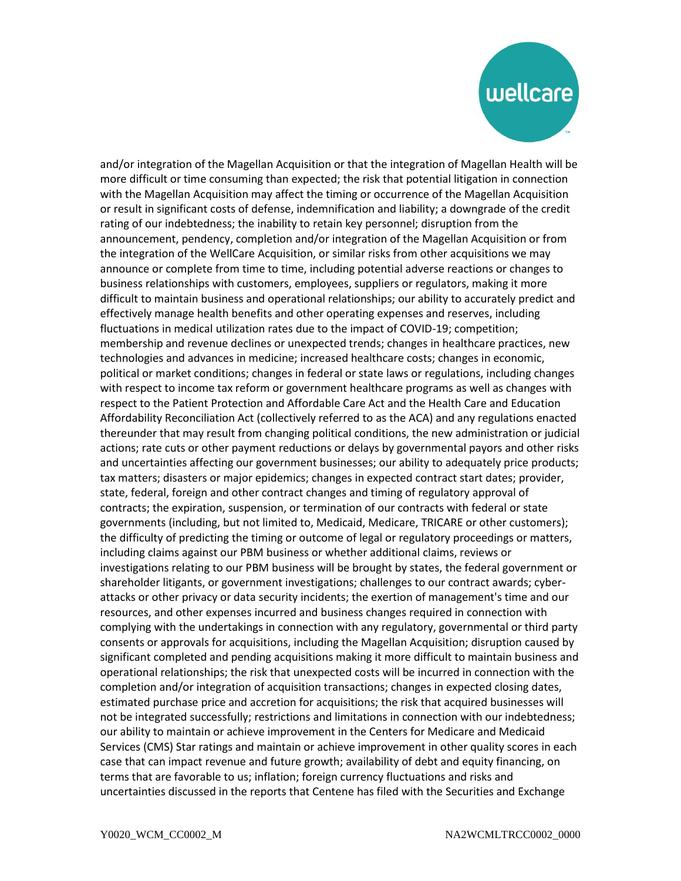and/or integration of the Magellan Acquisition or that the integration of Magellan Health will be more difficult or time consuming than expected; the risk that potential litigation in connection with the Magellan Acquisition may affect the timing or occurrence of the Magellan Acquisition or result in significant costs of defense, indemnification and liability; a downgrade of the credit rating of our indebtedness; the inability to retain key personnel; disruption from the announcement, pendency, completion and/or integration of the Magellan Acquisition or from the integration of the WellCare Acquisition, or similar risks from other acquisitions we may announce or complete from time to time, including potential adverse reactions or changes to business relationships with customers, employees, suppliers or regulators, making it more difficult to maintain business and operational relationships; our ability to accurately predict and effectively manage health benefits and other operating expenses and reserves, including fluctuations in medical utilization rates due to the impact of COVID-19; competition; membership and revenue declines or unexpected trends; changes in healthcare practices, new technologies and advances in medicine; increased healthcare costs; changes in economic, political or market conditions; changes in federal or state laws or regulations, including changes with respect to income tax reform or government healthcare programs as well as changes with respect to the Patient Protection and Affordable Care Act and the Health Care and Education Affordability Reconciliation Act (collectively referred to as the ACA) and any regulations enacted thereunder that may result from changing political conditions, the new administration or judicial actions; rate cuts or other payment reductions or delays by governmental payors and other risks and uncertainties affecting our government businesses; our ability to adequately price products; tax matters; disasters or major epidemics; changes in expected contract start dates; provider, state, federal, foreign and other contract changes and timing of regulatory approval of contracts; the expiration, suspension, or termination of our contracts with federal or state governments (including, but not limited to, Medicaid, Medicare, TRICARE or other customers); the difficulty of predicting the timing or outcome of legal or regulatory proceedings or matters, including claims against our PBM business or whether additional claims, reviews or investigations relating to our PBM business will be brought by states, the federal government or shareholder litigants, or government investigations; challenges to our contract awards; cyber-attacks or other privacy or data security incidents; the exertion of management's time and our resources, and other expenses incurred and business changes required in connection with complying with the undertakings in connection with any regulatory, governmental or third party consents or approvals for acquisitions, including the Magellan Acquisition; disruption caused by significant completed and pending acquisitions making it more difficult to maintain business and operational relationships; the risk that unexpected costs will be incurred in connection with the completion and/or integration of acquisition transactions; changes in expected closing dates, estimated purchase price and accretion for acquisitions; the risk that acquired businesses will not be integrated successfully; restrictions and limitations in connection with our indebtedness; our ability to maintain or achieve improvement in the Centers for Medicare and Medicaid Services (CMS) Star ratings and maintain or achieve improvement in other quality scores in each case that can impact revenue and future growth; availability of debt and equity financing, on terms that are favorable to us; inflation; foreign currency fluctuations and risks and uncertainties discussed in the reports that Centene has filed with the Securities and Exchange

Y0020_WCM_CC0002_M NA2WCMLTRCC0002_0000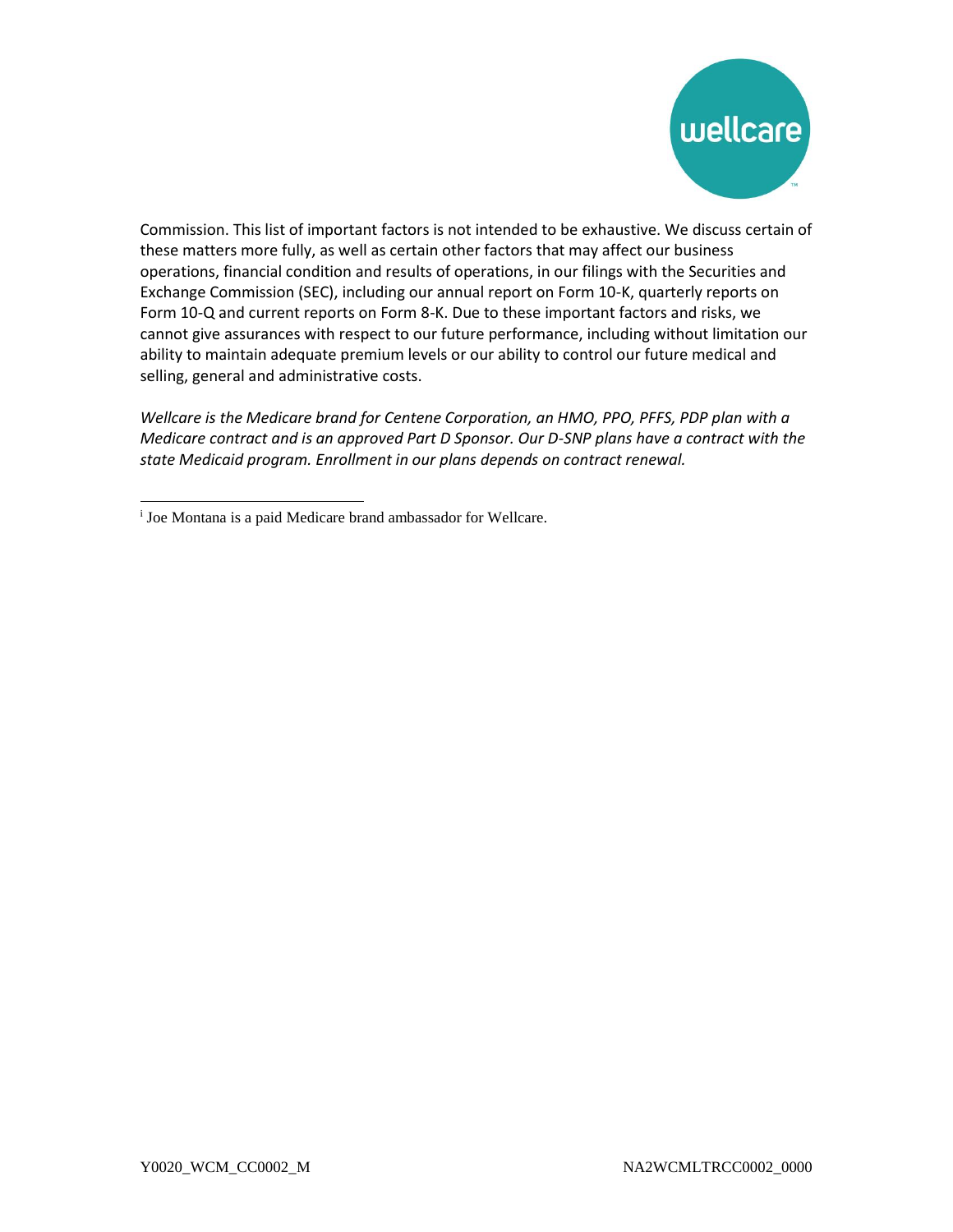Commission. This list of important factors is not intended to be exhaustive. We discuss certain of these matters more fully, as well as certain other factors that may affect our business operations, financial condition and results of operations, in our filings with the Securities and Exchange Commission (SEC), including our annual report on Form 10-K, quarterly reports on Form 10-Q and current reports on Form 8-K. Due to these important factors and risks, we cannot give assurances with respect to our future performance, including without limitation our ability to maintain adequate premium levels or our ability to control our future medical and selling, general and administrative costs.

*Wellcare is the Medicare brand for Centene Corporation, an HMO, PPO, PFFS, PDP plan with a Medicare contract and is an approved Part D Sponsor. Our D-SNP plans have a contract with the state Medicaid program. Enrollment in our plans depends on contract renewal.*

---

[i] Joe Montana is a paid Medicare brand ambassador for Wellcare.

Y0020_WCM_CC0002_M NA2WCMLTRCC0002_0000